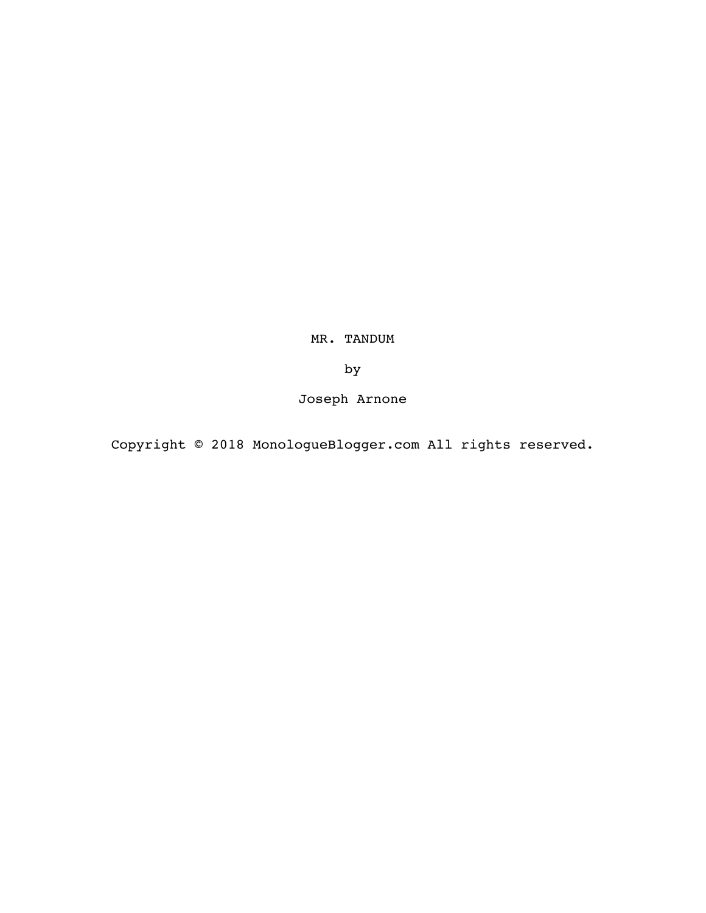# MR. TANDUM

by

Joseph Arnone

Copyright © 2018 MonologueBlogger.com All rights reserved.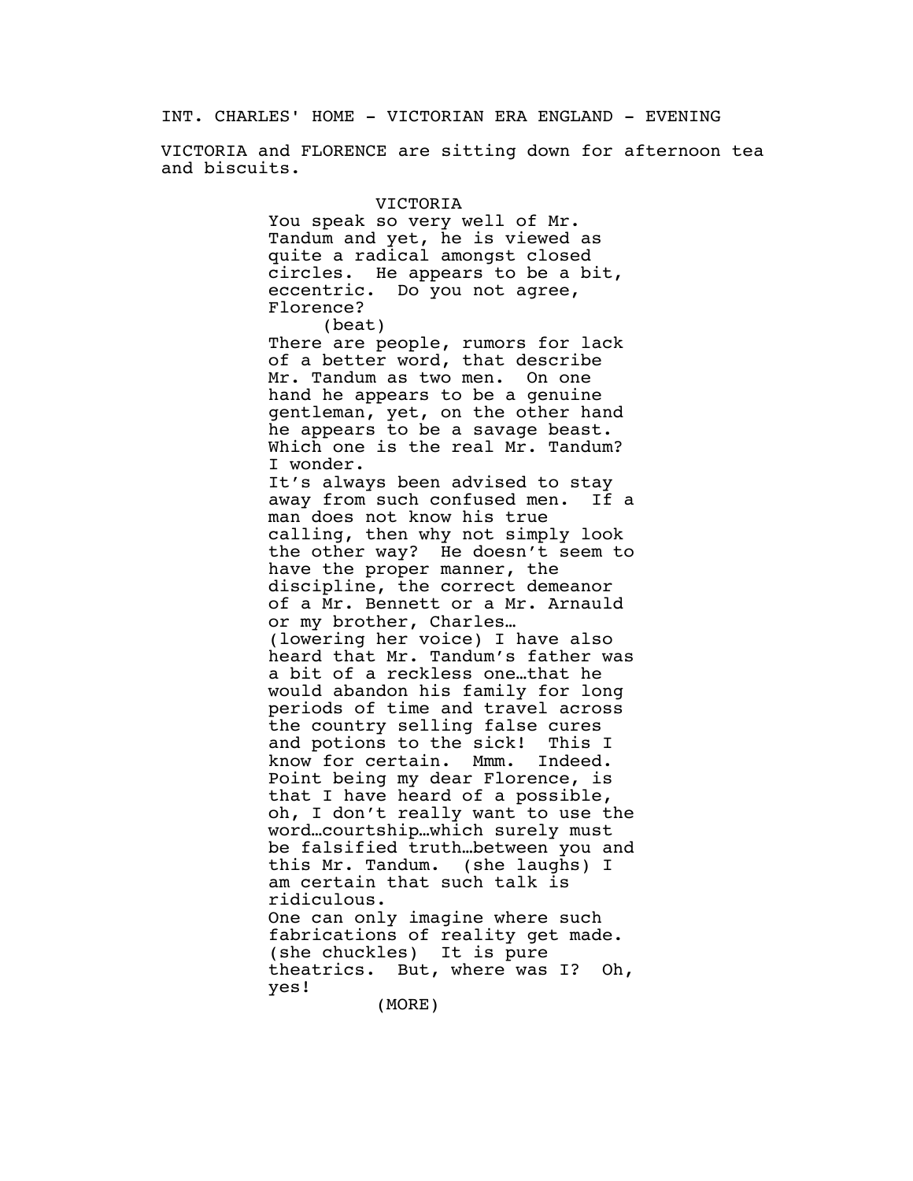INT. CHARLES' HOME - VICTORIAN ERA ENGLAND - EVENING

VICTORIA and FLORENCE are sitting down for afternoon tea and biscuits.

VICTORIA

You speak so very well of Mr. Tandum and yet, he is viewed as quite a radical amongst closed circles. He appears to be a bit, eccentric. Do you not agree, Florence?

(beat)

There are people, rumors for lack of a better word, that describe Mr. Tandum as two men. On one hand he appears to be a genuine gentleman, yet, on the other hand he appears to be a savage beast. Which one is the real Mr. Tandum? I wonder.
It's always been advised to stay away from such confused men. If a man does not know his true calling, then why not simply look the other way? He doesn't seem to have the proper manner, the discipline, the correct demeanor of a Mr. Bennett or a Mr. Arnauld or my brother, Charles…
(lowering her voice) I have also heard that Mr. Tandum's father was a bit of a reckless one…that he would abandon his family for long periods of time and travel across the country selling false cures and potions to the sick! This I know for certain. Mmm. Indeed.
Point being my dear Florence, is that I have heard of a possible, oh, I don't really want to use the word…courtship…which surely must be falsified truth…between you and this Mr. Tandum. (she laughs) I am certain that such talk is ridiculous.
One can only imagine where such fabrications of reality get made. (she chuckles) It is pure theatrics. But, where was I? Oh, yes!

(MORE)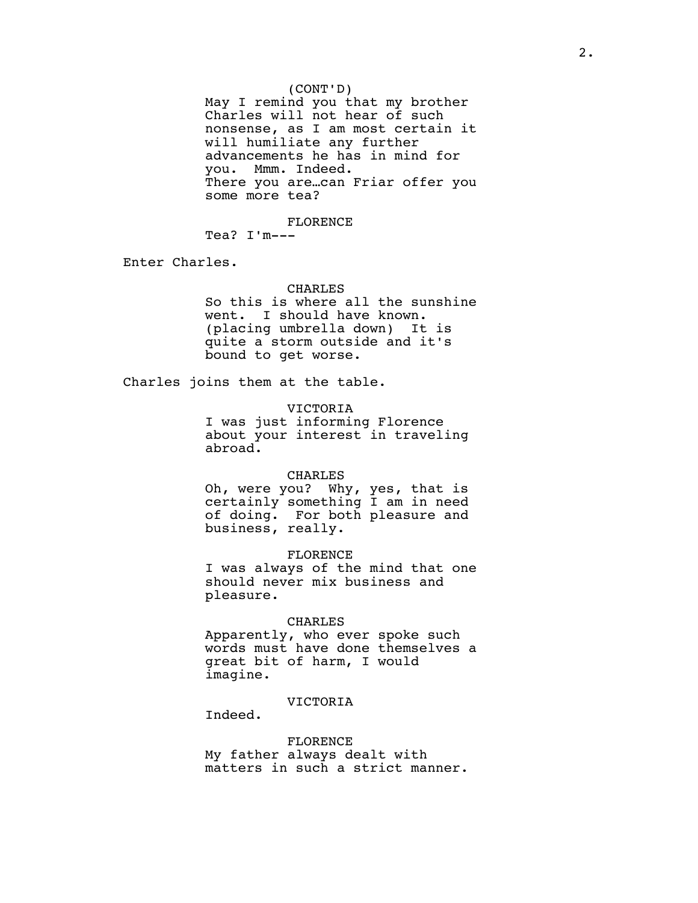(CONT'D)

May I remind you that my brother Charles will not hear of such nonsense, as I am most certain it will humiliate any further advancements he has in mind for you. Mmm. Indeed.
There you are…can Friar offer you some more tea?

FLORENCE

Tea? I'm---

Enter Charles.

CHARLES

So this is where all the sunshine went. I should have known. (placing umbrella down) It is quite a storm outside and it's bound to get worse.

Charles joins them at the table.

VICTORIA

I was just informing Florence about your interest in traveling abroad.

CHARLES

Oh, were you? Why, yes, that is certainly something I am in need of doing. For both pleasure and business, really.

FLORENCE

I was always of the mind that one should never mix business and pleasure.

CHARLES

Apparently, who ever spoke such words must have done themselves a great bit of harm, I would imagine.

VICTORIA

Indeed.

FLORENCE

My father always dealt with matters in such a strict manner.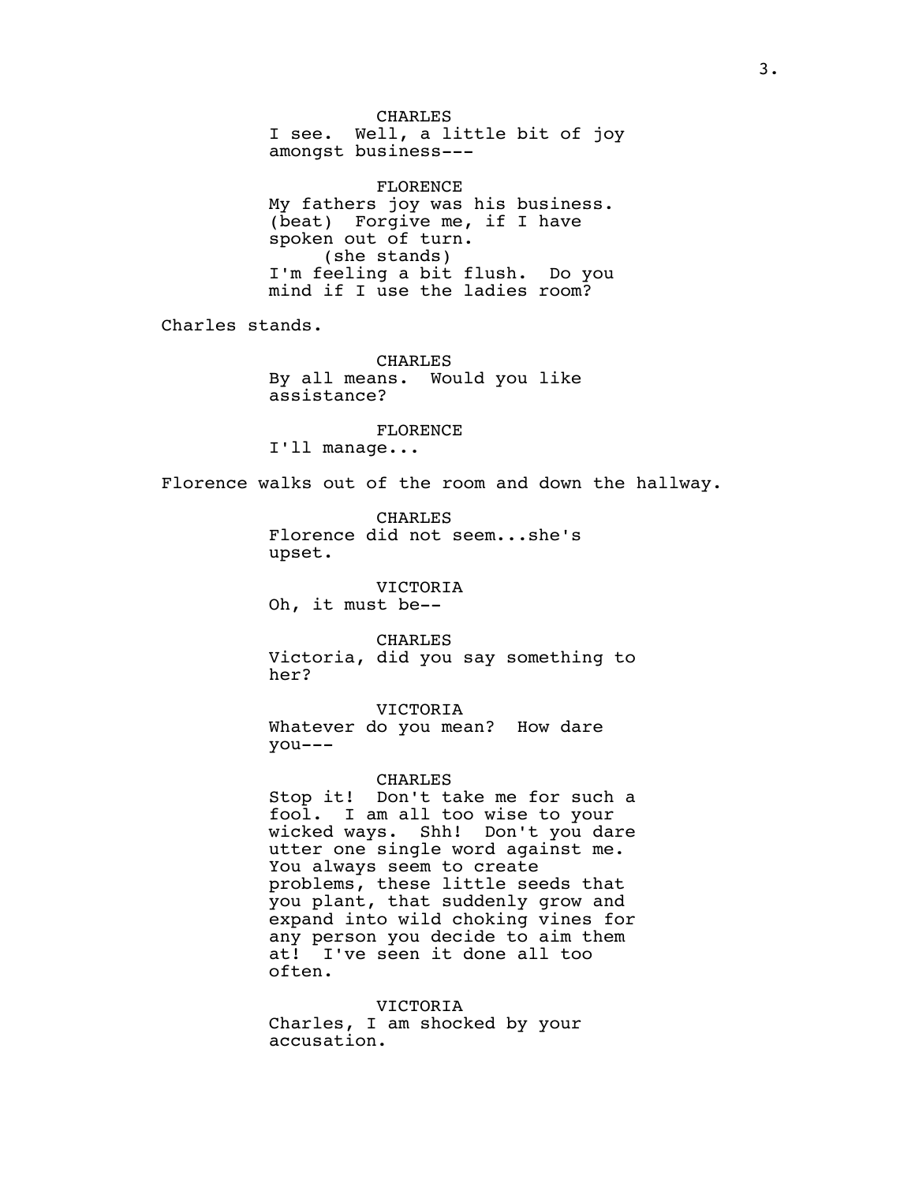CHARLES
I see. Well, a little bit of joy amongst business---

FLORENCE
My fathers joy was his business. (beat) Forgive me, if I have spoken out of turn.
(she stands)
I'm feeling a bit flush. Do you mind if I use the ladies room?

Charles stands.

CHARLES
By all means. Would you like assistance?

FLORENCE
I'll manage...

Florence walks out of the room and down the hallway.

CHARLES
Florence did not seem...she's upset.

VICTORIA
Oh, it must be--

CHARLES
Victoria, did you say something to her?

VICTORIA
Whatever do you mean? How dare you---

CHARLES
Stop it! Don't take me for such a fool. I am all too wise to your wicked ways. Shh! Don't you dare utter one single word against me. You always seem to create problems, these little seeds that you plant, that suddenly grow and expand into wild choking vines for any person you decide to aim them at! I've seen it done all too often.

VICTORIA
Charles, I am shocked by your accusation.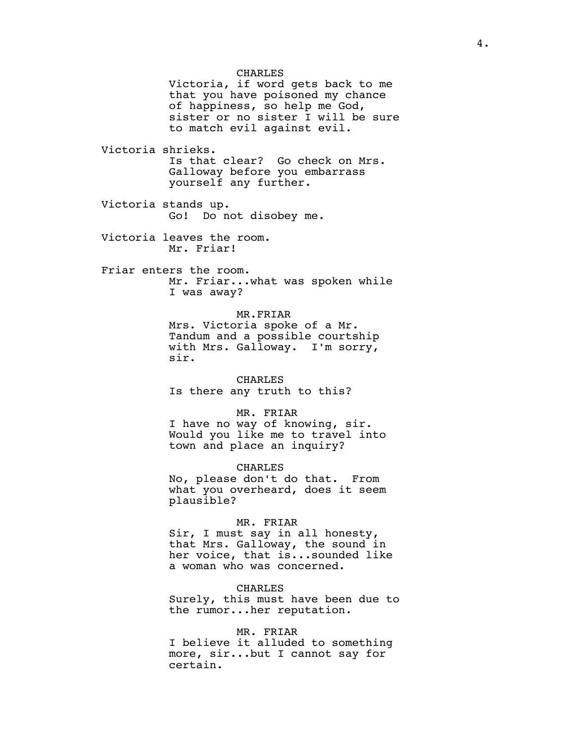CHARLES

Victoria, if word gets back to me that you have poisoned my chance of happiness, so help me God, sister or no sister I will be sure to match evil against evil.

Victoria shrieks.

Is that clear? Go check on Mrs. Galloway before you embarrass yourself any further.

Victoria stands up.

Go! Do not disobey me.

Victoria leaves the room.

Mr. Friar!

Friar enters the room.

Mr. Friar...what was spoken while I was away?

MR.FRIAR

Mrs. Victoria spoke of a Mr. Tandum and a possible courtship with Mrs. Galloway. I'm sorry, sir.

CHARLES

Is there any truth to this?

MR. FRIAR

I have no way of knowing, sir. Would you like me to travel into town and place an inquiry?

CHARLES

No, please don't do that. From what you overheard, does it seem plausible?

MR. FRIAR

Sir, I must say in all honesty, that Mrs. Galloway, the sound in her voice, that is...sounded like a woman who was concerned.

CHARLES

Surely, this must have been due to the rumor...her reputation.

MR. FRIAR

I believe it alluded to something more, sir...but I cannot say for certain.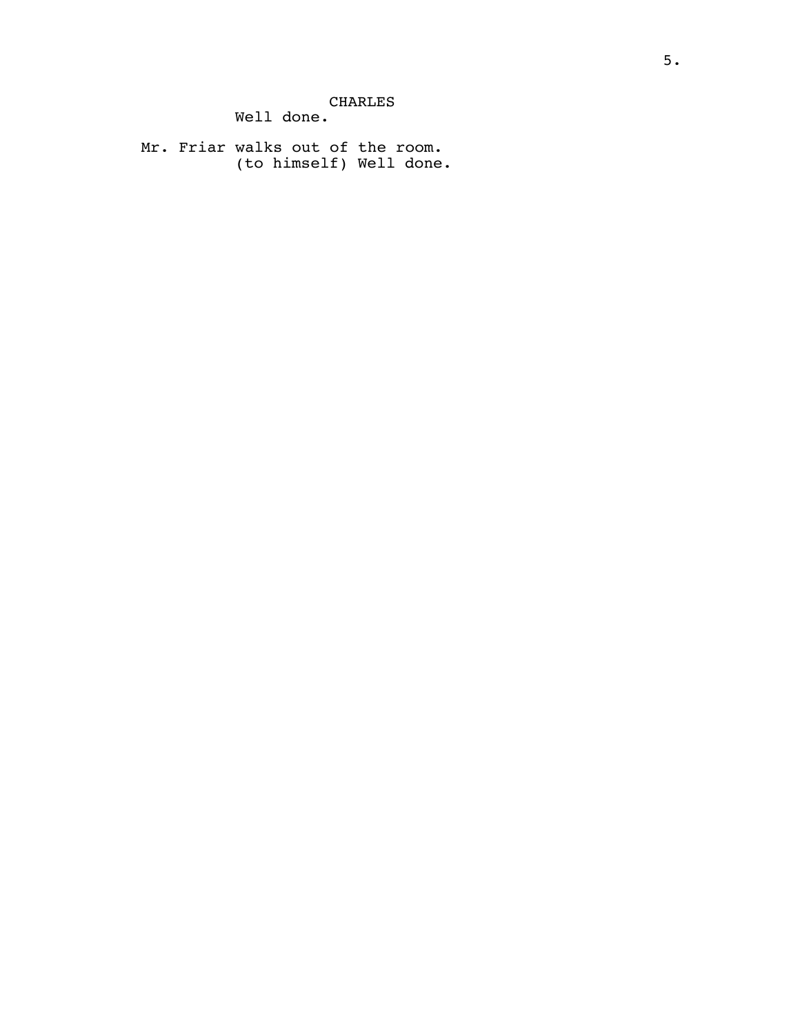CHARLES

Well done.

Mr. Friar walks out of the room.

(to himself) Well done.